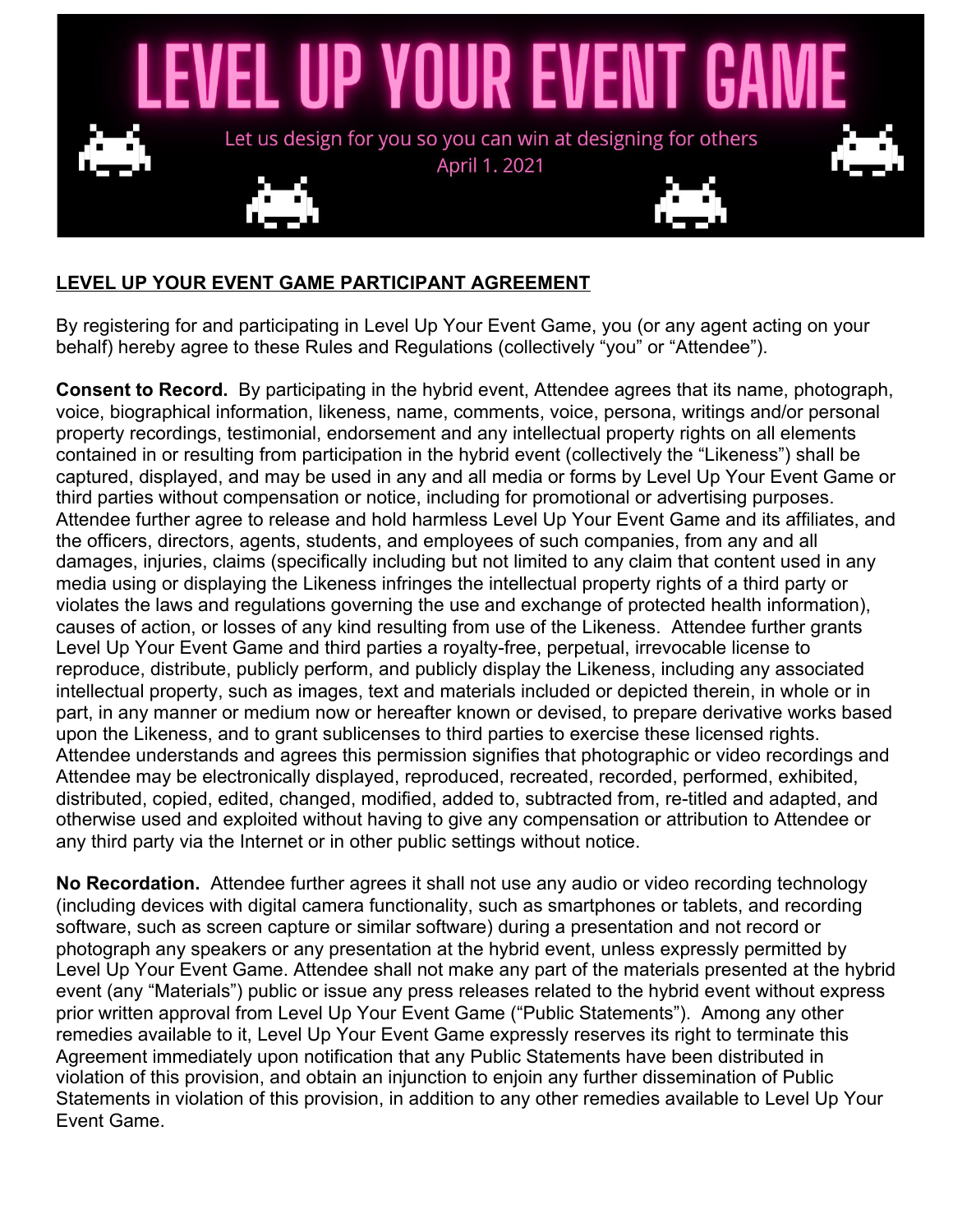# LEVEL UP YOUR EVENT GAME

Let us design for you so you can win at designing for others

April 1. 2021

**LEVEL UP YOUR EVENT GAME PARTICIPANT AGREEMENT**

By registering for and participating in Level Up Your Event Game, you (or any agent acting on your behalf) hereby agree to these Rules and Regulations (collectively "you" or "Attendee").

**Consent to Record.** By participating in the hybrid event, Attendee agrees that its name, photograph, voice, biographical information, likeness, name, comments, voice, persona, writings and/or personal property recordings, testimonial, endorsement and any intellectual property rights on all elements contained in or resulting from participation in the hybrid event (collectively the "Likeness") shall be captured, displayed, and may be used in any and all media or forms by Level Up Your Event Game or third parties without compensation or notice, including for promotional or advertising purposes. Attendee further agree to release and hold harmless Level Up Your Event Game and its affiliates, and the officers, directors, agents, students, and employees of such companies, from any and all damages, injuries, claims (specifically including but not limited to any claim that content used in any media using or displaying the Likeness infringes the intellectual property rights of a third party or violates the laws and regulations governing the use and exchange of protected health information), causes of action, or losses of any kind resulting from use of the Likeness. Attendee further grants Level Up Your Event Game and third parties a royalty-free, perpetual, irrevocable license to reproduce, distribute, publicly perform, and publicly display the Likeness, including any associated intellectual property, such as images, text and materials included or depicted therein, in whole or in part, in any manner or medium now or hereafter known or devised, to prepare derivative works based upon the Likeness, and to grant sublicenses to third parties to exercise these licensed rights. Attendee understands and agrees this permission signifies that photographic or video recordings and Attendee may be electronically displayed, reproduced, recreated, recorded, performed, exhibited, distributed, copied, edited, changed, modified, added to, subtracted from, re-titled and adapted, and otherwise used and exploited without having to give any compensation or attribution to Attendee or any third party via the Internet or in other public settings without notice.

**No Recordation.** Attendee further agrees it shall not use any audio or video recording technology (including devices with digital camera functionality, such as smartphones or tablets, and recording software, such as screen capture or similar software) during a presentation and not record or photograph any speakers or any presentation at the hybrid event, unless expressly permitted by Level Up Your Event Game. Attendee shall not make any part of the materials presented at the hybrid event (any "Materials") public or issue any press releases related to the hybrid event without express prior written approval from Level Up Your Event Game ("Public Statements"). Among any other remedies available to it, Level Up Your Event Game expressly reserves its right to terminate this Agreement immediately upon notification that any Public Statements have been distributed in violation of this provision, and obtain an injunction to enjoin any further dissemination of Public Statements in violation of this provision, in addition to any other remedies available to Level Up Your Event Game.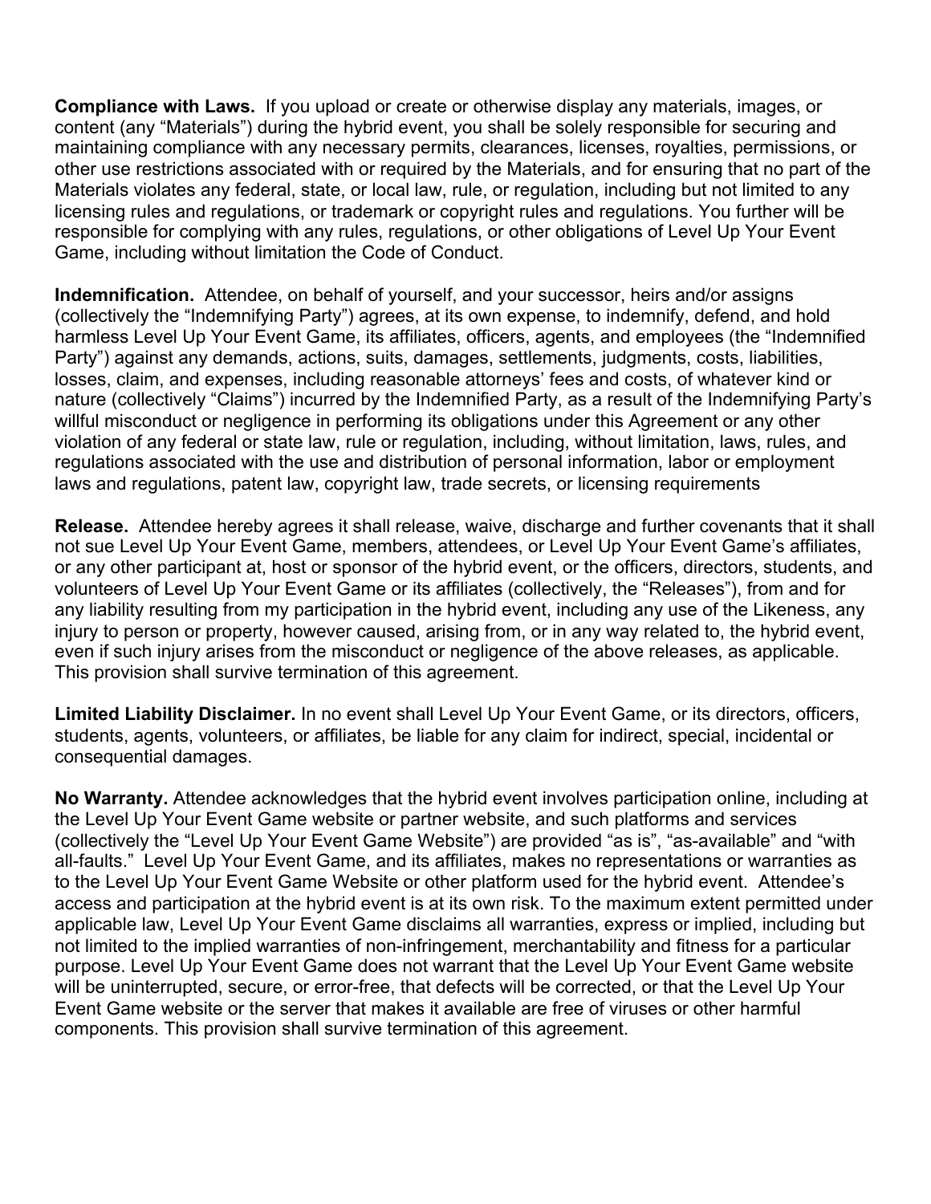**Compliance with Laws.** If you upload or create or otherwise display any materials, images, or content (any "Materials") during the hybrid event, you shall be solely responsible for securing and maintaining compliance with any necessary permits, clearances, licenses, royalties, permissions, or other use restrictions associated with or required by the Materials, and for ensuring that no part of the Materials violates any federal, state, or local law, rule, or regulation, including but not limited to any licensing rules and regulations, or trademark or copyright rules and regulations. You further will be responsible for complying with any rules, regulations, or other obligations of Level Up Your Event Game, including without limitation the Code of Conduct.

**Indemnification.** Attendee, on behalf of yourself, and your successor, heirs and/or assigns (collectively the "Indemnifying Party") agrees, at its own expense, to indemnify, defend, and hold harmless Level Up Your Event Game, its affiliates, officers, agents, and employees (the "Indemnified Party") against any demands, actions, suits, damages, settlements, judgments, costs, liabilities, losses, claim, and expenses, including reasonable attorneys' fees and costs, of whatever kind or nature (collectively "Claims") incurred by the Indemnified Party, as a result of the Indemnifying Party's willful misconduct or negligence in performing its obligations under this Agreement or any other violation of any federal or state law, rule or regulation, including, without limitation, laws, rules, and regulations associated with the use and distribution of personal information, labor or employment laws and regulations, patent law, copyright law, trade secrets, or licensing requirements

**Release.** Attendee hereby agrees it shall release, waive, discharge and further covenants that it shall not sue Level Up Your Event Game, members, attendees, or Level Up Your Event Game's affiliates, or any other participant at, host or sponsor of the hybrid event, or the officers, directors, students, and volunteers of Level Up Your Event Game or its affiliates (collectively, the "Releases"), from and for any liability resulting from my participation in the hybrid event, including any use of the Likeness, any injury to person or property, however caused, arising from, or in any way related to, the hybrid event, even if such injury arises from the misconduct or negligence of the above releases, as applicable. This provision shall survive termination of this agreement.

**Limited Liability Disclaimer.** In no event shall Level Up Your Event Game, or its directors, officers, students, agents, volunteers, or affiliates, be liable for any claim for indirect, special, incidental or consequential damages.

**No Warranty.** Attendee acknowledges that the hybrid event involves participation online, including at the Level Up Your Event Game website or partner website, and such platforms and services (collectively the "Level Up Your Event Game Website") are provided "as is", "as-available" and "with all-faults." Level Up Your Event Game, and its affiliates, makes no representations or warranties as to the Level Up Your Event Game Website or other platform used for the hybrid event. Attendee's access and participation at the hybrid event is at its own risk. To the maximum extent permitted under applicable law, Level Up Your Event Game disclaims all warranties, express or implied, including but not limited to the implied warranties of non-infringement, merchantability and fitness for a particular purpose. Level Up Your Event Game does not warrant that the Level Up Your Event Game website will be uninterrupted, secure, or error-free, that defects will be corrected, or that the Level Up Your Event Game website or the server that makes it available are free of viruses or other harmful components. This provision shall survive termination of this agreement.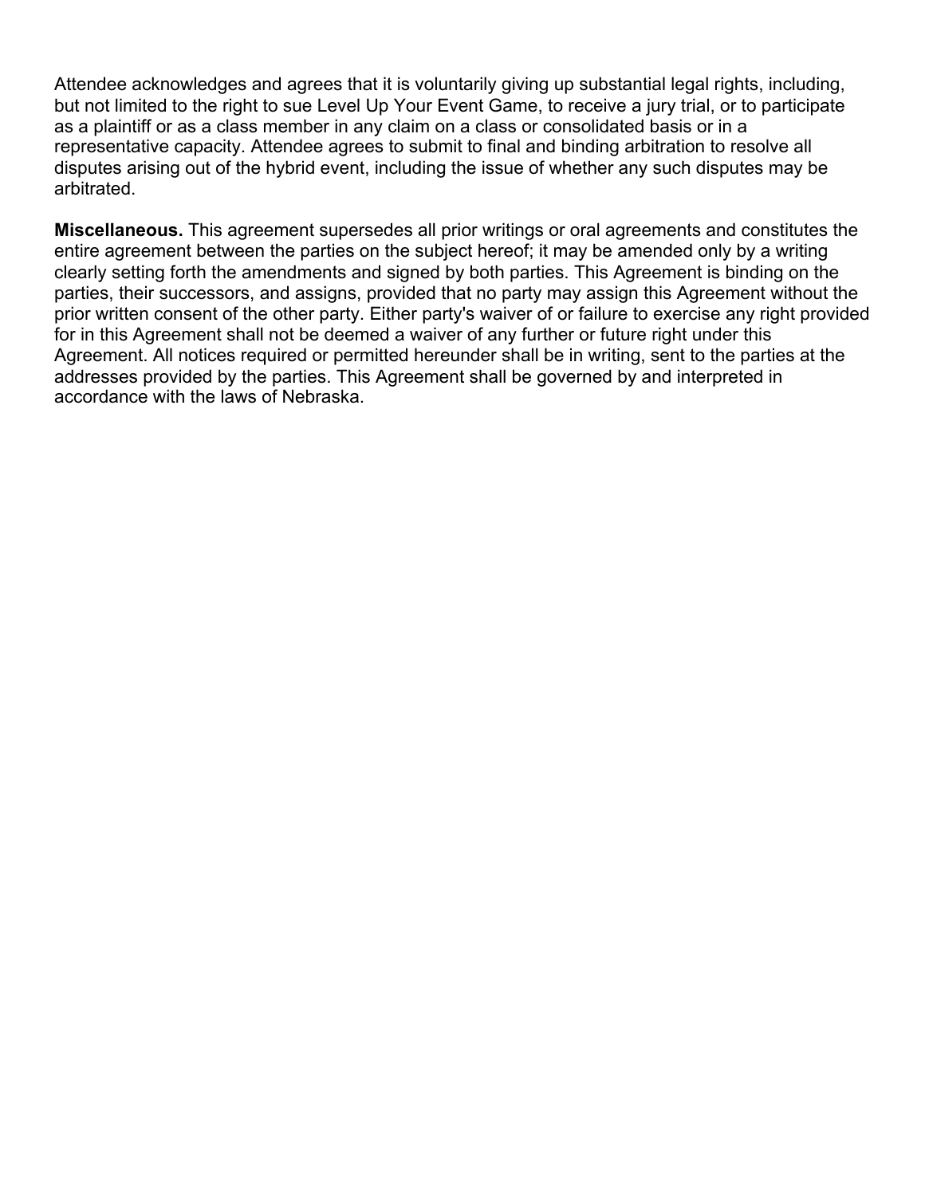Attendee acknowledges and agrees that it is voluntarily giving up substantial legal rights, including, but not limited to the right to sue Level Up Your Event Game, to receive a jury trial, or to participate as a plaintiff or as a class member in any claim on a class or consolidated basis or in a representative capacity. Attendee agrees to submit to final and binding arbitration to resolve all disputes arising out of the hybrid event, including the issue of whether any such disputes may be arbitrated.

**Miscellaneous.** This agreement supersedes all prior writings or oral agreements and constitutes the entire agreement between the parties on the subject hereof; it may be amended only by a writing clearly setting forth the amendments and signed by both parties. This Agreement is binding on the parties, their successors, and assigns, provided that no party may assign this Agreement without the prior written consent of the other party. Either party's waiver of or failure to exercise any right provided for in this Agreement shall not be deemed a waiver of any further or future right under this Agreement. All notices required or permitted hereunder shall be in writing, sent to the parties at the addresses provided by the parties. This Agreement shall be governed by and interpreted in accordance with the laws of Nebraska.